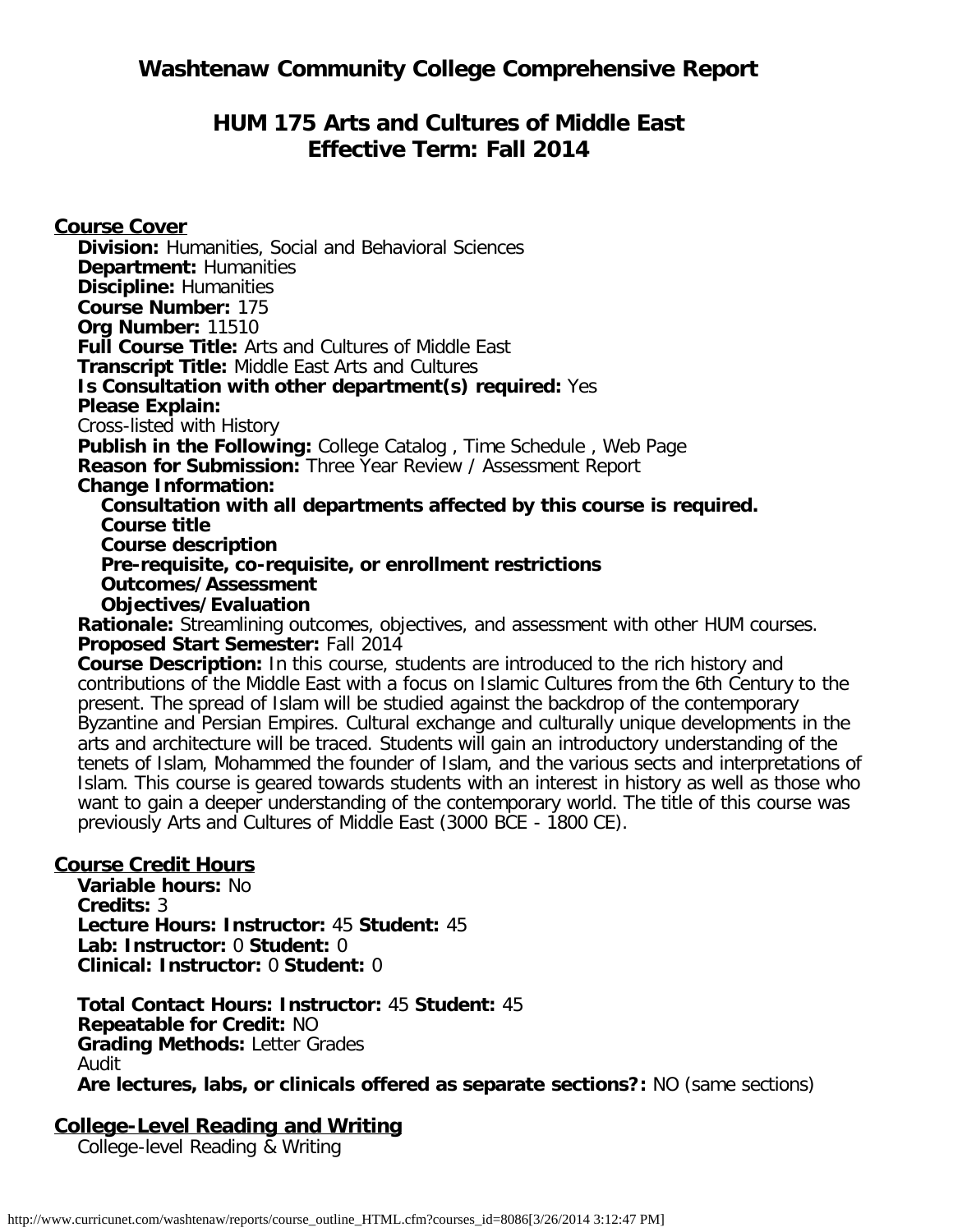# Washtenaw Community College Comprehensive Report

## HUM 175 Arts and Cultures of Middle East
## Effective Term: Fall 2014

### Course Cover

**Division:** Humanities, Social and Behavioral Sciences
**Department:** Humanities
**Discipline:** Humanities
**Course Number:** 175
**Org Number:** 11510
**Full Course Title:** Arts and Cultures of Middle East
**Transcript Title:** Middle East Arts and Cultures
**Is Consultation with other department(s) required:** Yes
**Please Explain:**
Cross-listed with History
**Publish in the Following:** College Catalog , Time Schedule , Web Page
**Reason for Submission:** Three Year Review / Assessment Report
**Change Information:**

- **Consultation with all departments affected by this course is required.**
- **Course title**
- **Course description**
- **Pre-requisite, co-requisite, or enrollment restrictions**
- **Outcomes/Assessment**
- **Objectives/Evaluation**

**Rationale:** Streamlining outcomes, objectives, and assessment with other HUM courses.
**Proposed Start Semester:** Fall 2014
**Course Description:** In this course, students are introduced to the rich history and contributions of the Middle East with a focus on Islamic Cultures from the 6th Century to the present. The spread of Islam will be studied against the backdrop of the contemporary Byzantine and Persian Empires. Cultural exchange and culturally unique developments in the arts and architecture will be traced. Students will gain an introductory understanding of the tenets of Islam, Mohammed the founder of Islam, and the various sects and interpretations of Islam. This course is geared towards students with an interest in history as well as those who want to gain a deeper understanding of the contemporary world. The title of this course was previously Arts and Cultures of Middle East (3000 BCE - 1800 CE).

### Course Credit Hours

**Variable hours:** No
**Credits:** 3
**Lecture Hours: Instructor:** 45 **Student:** 45
**Lab: Instructor:** 0 **Student:** 0
**Clinical: Instructor:** 0 **Student:** 0

**Total Contact Hours: Instructor:** 45 **Student:** 45
**Repeatable for Credit:** NO
**Grading Methods:** Letter Grades
Audit
**Are lectures, labs, or clinicals offered as separate sections?:** NO (same sections)

### College-Level Reading and Writing

College-level Reading & Writing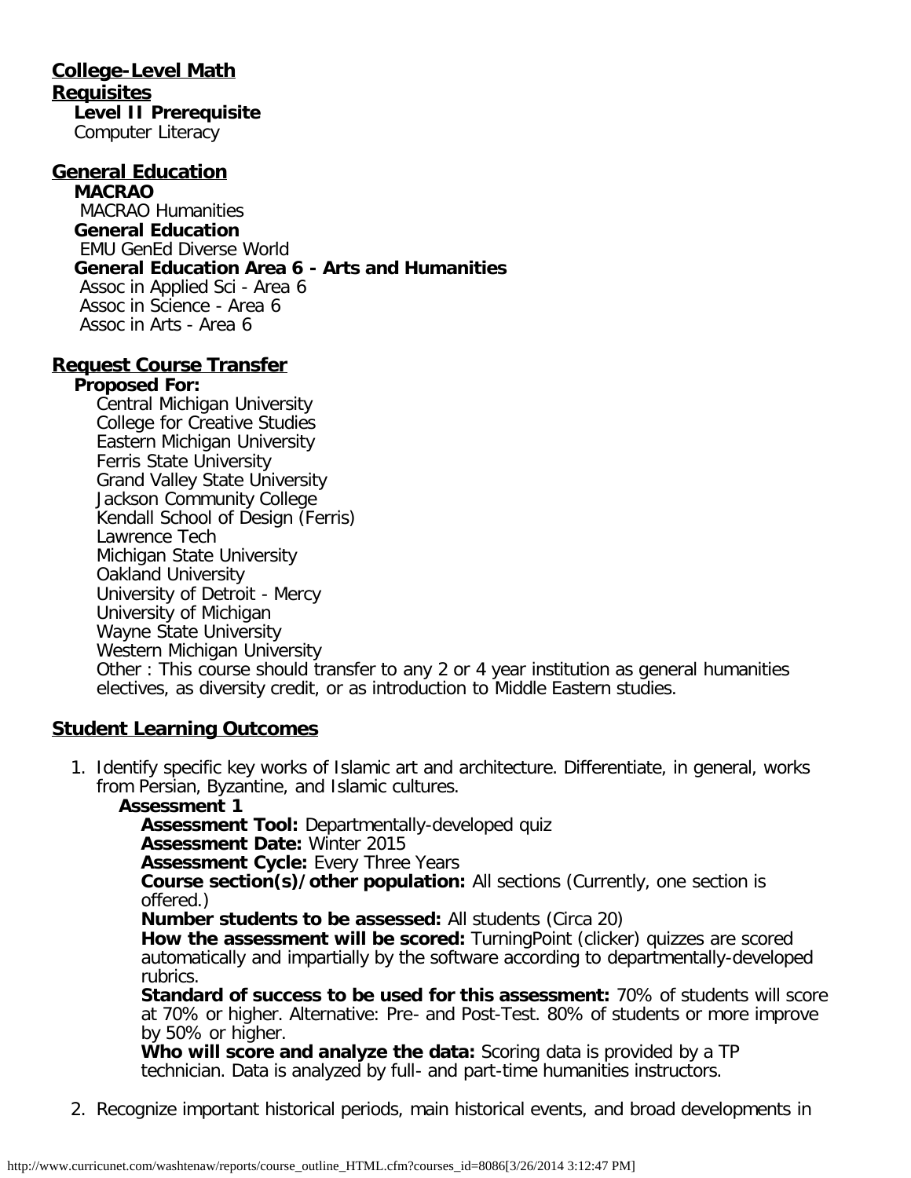## College-Level Math

## Requisites

**Level II Prerequisite**

Computer Literacy

## General Education

**MACRAO**

MACRAO Humanities

**General Education**

EMU GenEd Diverse World

**General Education Area 6 - Arts and Humanities**

Assoc in Applied Sci - Area 6
Assoc in Science - Area 6
Assoc in Arts - Area 6

## Request Course Transfer

**Proposed For:**

Central Michigan University
College for Creative Studies
Eastern Michigan University
Ferris State University
Grand Valley State University
Jackson Community College
Kendall School of Design (Ferris)
Lawrence Tech
Michigan State University
Oakland University
University of Detroit - Mercy
University of Michigan
Wayne State University
Western Michigan University
Other : This course should transfer to any 2 or 4 year institution as general humanities electives, as diversity credit, or as introduction to Middle Eastern studies.

## Student Learning Outcomes

1. Identify specific key works of Islamic art and architecture. Differentiate, in general, works from Persian, Byzantine, and Islamic cultures.

   **Assessment 1**

   **Assessment Tool:** Departmentally-developed quiz
   **Assessment Date:** Winter 2015
   **Assessment Cycle:** Every Three Years
   **Course section(s)/other population:** All sections (Currently, one section is offered.)
   **Number students to be assessed:** All students (Circa 20)
   **How the assessment will be scored:** TurningPoint (clicker) quizzes are scored automatically and impartially by the software according to departmentally-developed rubrics.
   **Standard of success to be used for this assessment:** 70% of students will score at 70% or higher. Alternative: Pre- and Post-Test. 80% of students or more improve by 50% or higher.
   **Who will score and analyze the data:** Scoring data is provided by a TP technician. Data is analyzed by full- and part-time humanities instructors.

2. Recognize important historical periods, main historical events, and broad developments in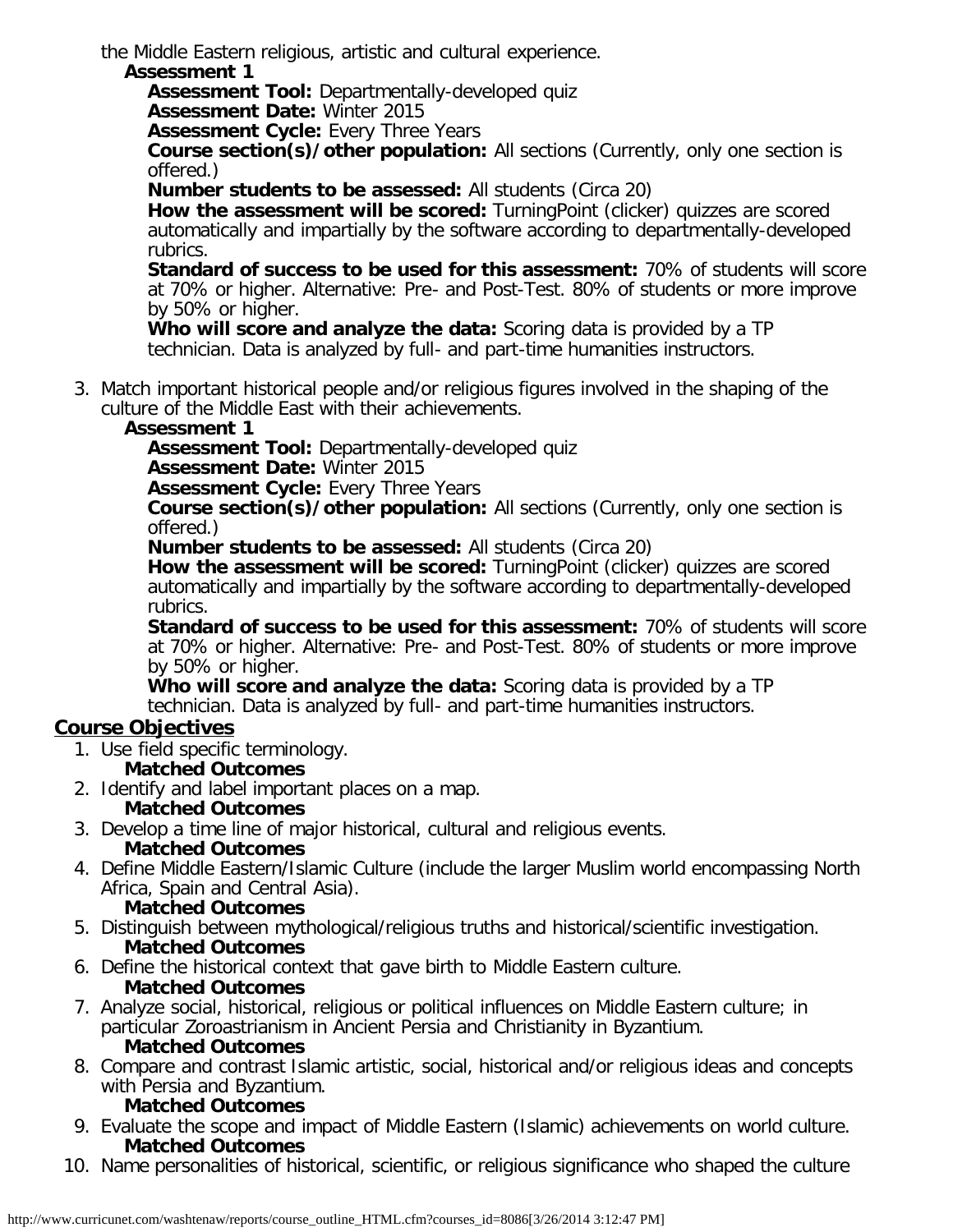the Middle Eastern religious, artistic and cultural experience.

**Assessment 1**

**Assessment Tool:** Departmentally-developed quiz
**Assessment Date:** Winter 2015
**Assessment Cycle:** Every Three Years
**Course section(s)/other population:** All sections (Currently, only one section is offered.)
**Number students to be assessed:** All students (Circa 20)
**How the assessment will be scored:** TurningPoint (clicker) quizzes are scored automatically and impartially by the software according to departmentally-developed rubrics.
**Standard of success to be used for this assessment:** 70% of students will score at 70% or higher. Alternative: Pre- and Post-Test. 80% of students or more improve by 50% or higher.
**Who will score and analyze the data:** Scoring data is provided by a TP technician. Data is analyzed by full- and part-time humanities instructors.

3. Match important historical people and/or religious figures involved in the shaping of the culture of the Middle East with their achievements.

**Assessment 1**

**Assessment Tool:** Departmentally-developed quiz
**Assessment Date:** Winter 2015
**Assessment Cycle:** Every Three Years
**Course section(s)/other population:** All sections (Currently, only one section is offered.)
**Number students to be assessed:** All students (Circa 20)
**How the assessment will be scored:** TurningPoint (clicker) quizzes are scored automatically and impartially by the software according to departmentally-developed rubrics.
**Standard of success to be used for this assessment:** 70% of students will score at 70% or higher. Alternative: Pre- and Post-Test. 80% of students or more improve by 50% or higher.
**Who will score and analyze the data:** Scoring data is provided by a TP technician. Data is analyzed by full- and part-time humanities instructors.

## Course Objectives

1. Use field specific terminology.
   **Matched Outcomes**
2. Identify and label important places on a map.
   **Matched Outcomes**
3. Develop a time line of major historical, cultural and religious events.
   **Matched Outcomes**
4. Define Middle Eastern/Islamic Culture (include the larger Muslim world encompassing North Africa, Spain and Central Asia).
   **Matched Outcomes**
5. Distinguish between mythological/religious truths and historical/scientific investigation.
   **Matched Outcomes**
6. Define the historical context that gave birth to Middle Eastern culture.
   **Matched Outcomes**
7. Analyze social, historical, religious or political influences on Middle Eastern culture; in particular Zoroastrianism in Ancient Persia and Christianity in Byzantium.
   **Matched Outcomes**
8. Compare and contrast Islamic artistic, social, historical and/or religious ideas and concepts with Persia and Byzantium.
   **Matched Outcomes**
9. Evaluate the scope and impact of Middle Eastern (Islamic) achievements on world culture.
   **Matched Outcomes**
10. Name personalities of historical, scientific, or religious significance who shaped the culture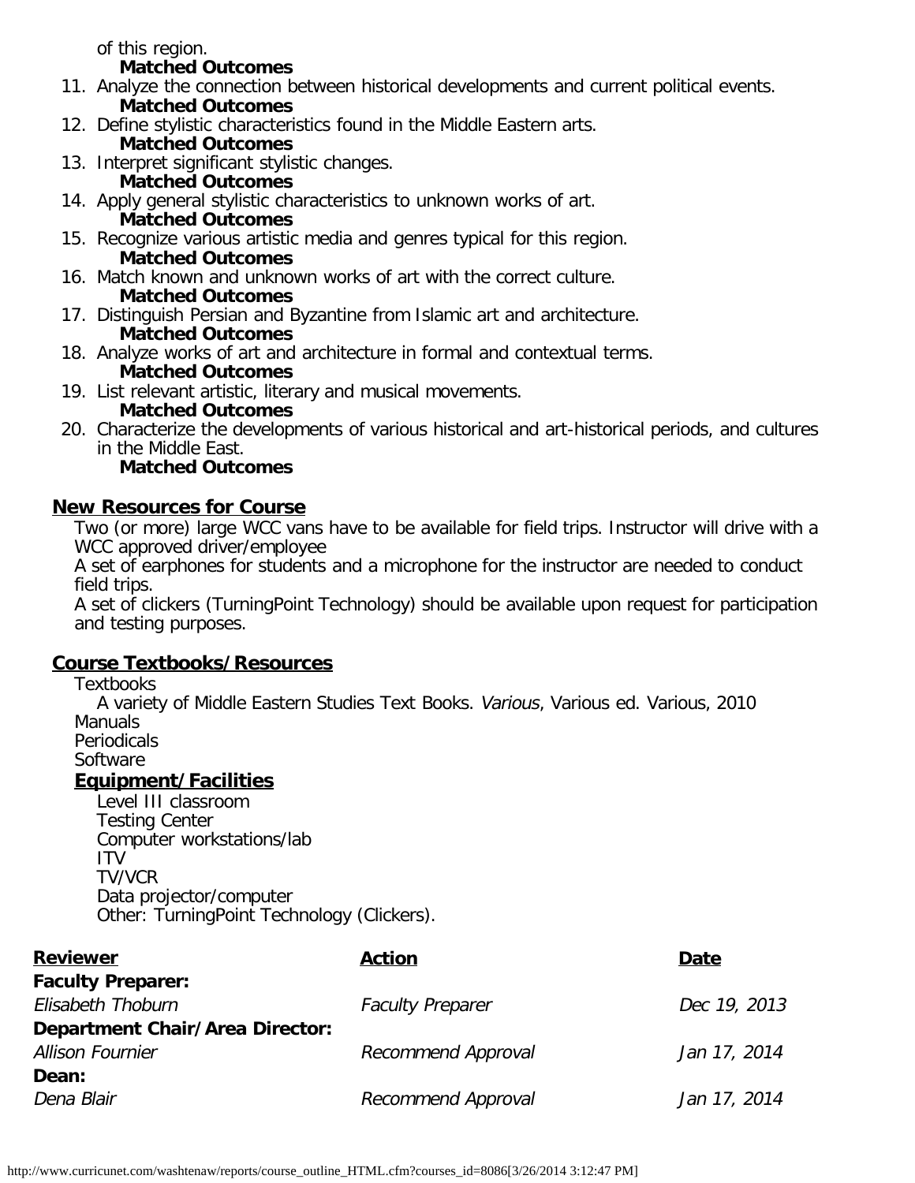of this region.
**Matched Outcomes**

11. Analyze the connection between historical developments and current political events.
    **Matched Outcomes**
12. Define stylistic characteristics found in the Middle Eastern arts.
    **Matched Outcomes**
13. Interpret significant stylistic changes.
    **Matched Outcomes**
14. Apply general stylistic characteristics to unknown works of art.
    **Matched Outcomes**
15. Recognize various artistic media and genres typical for this region.
    **Matched Outcomes**
16. Match known and unknown works of art with the correct culture.
    **Matched Outcomes**
17. Distinguish Persian and Byzantine from Islamic art and architecture.
    **Matched Outcomes**
18. Analyze works of art and architecture in formal and contextual terms.
    **Matched Outcomes**
19. List relevant artistic, literary and musical movements.
    **Matched Outcomes**
20. Characterize the developments of various historical and art-historical periods, and cultures in the Middle East.
    **Matched Outcomes**

## New Resources for Course

Two (or more) large WCC vans have to be available for field trips. Instructor will drive with a WCC approved driver/employee
A set of earphones for students and a microphone for the instructor are needed to conduct field trips.
A set of clickers (TurningPoint Technology) should be available upon request for participation and testing purposes.

## Course Textbooks/Resources

Textbooks
A variety of Middle Eastern Studies Text Books. *Various*, Various ed. Various, 2010
Manuals
Periodicals
Software

### Equipment/Facilities

Level III classroom
Testing Center
Computer workstations/lab
ITV
TV/VCR
Data projector/computer
Other: TurningPoint Technology (Clickers).

| Reviewer | Action | Date |
|---|---|---|
| **Faculty Preparer:** | | |
| *Elisabeth Thoburn* | *Faculty Preparer* | *Dec 19, 2013* |
| **Department Chair/Area Director:** | | |
| *Allison Fournier* | *Recommend Approval* | *Jan 17, 2014* |
| **Dean:** | | |
| *Dena Blair* | *Recommend Approval* | *Jan 17, 2014* |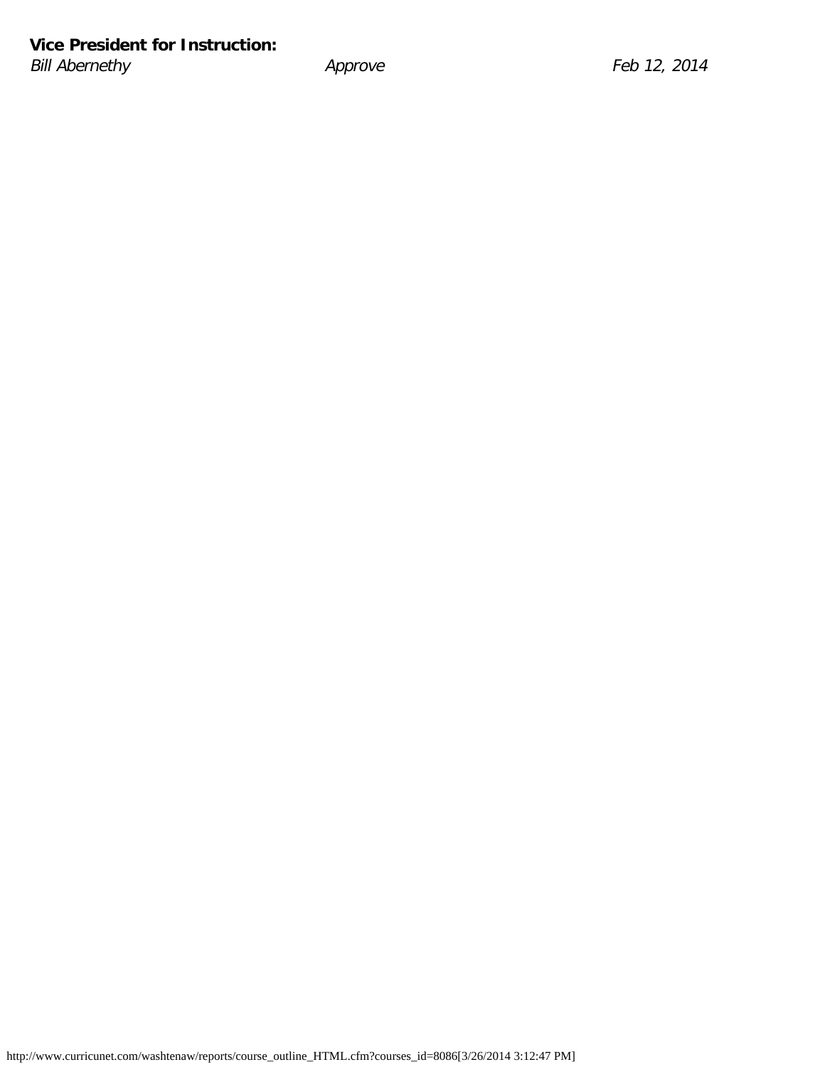**Vice President for Instruction:**

| | | |
|---|---|---|
| *Bill Abernethy* | *Approve* | *Feb 12, 2014* |